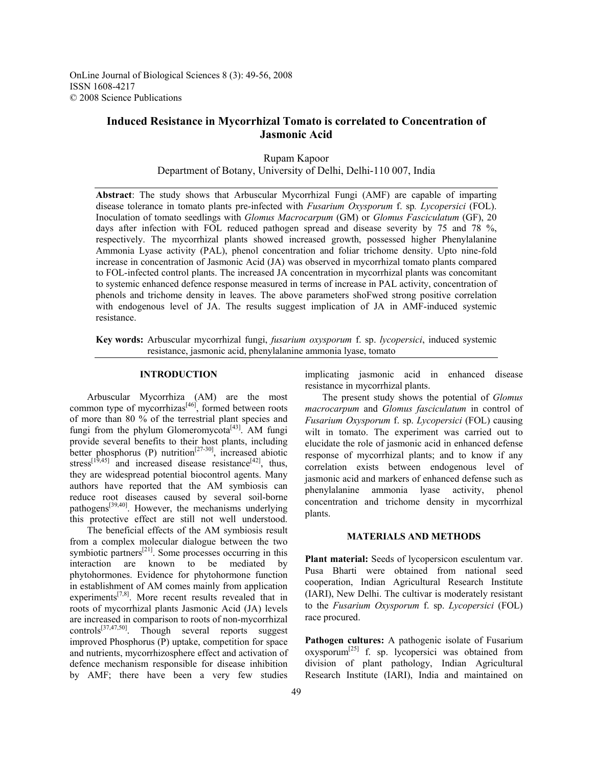OnLine Journal of Biological Sciences 8 (3): 49-56, 2008
ISSN 1608-4217
© 2008 Science Publications

# Induced Resistance in Mycorrhizal Tomato is correlated to Concentration of Jasmonic Acid

Rupam Kapoor
Department of Botany, University of Delhi, Delhi-110 007, India

**Abstract**: The study shows that Arbuscular Mycorrhizal Fungi (AMF) are capable of imparting disease tolerance in tomato plants pre-infected with *Fusarium Oxysporum* f. sp*. Lycopersici* (FOL). Inoculation of tomato seedlings with *Glomus Macrocarpum* (GM) or *Glomus Fasciculatum* (GF), 20 days after infection with FOL reduced pathogen spread and disease severity by 75 and 78 %, respectively. The mycorrhizal plants showed increased growth, possessed higher Phenylalanine Ammonia Lyase activity (PAL), phenol concentration and foliar trichome density. Upto nine-fold increase in concentration of Jasmonic Acid (JA) was observed in mycorrhizal tomato plants compared to FOL-infected control plants. The increased JA concentration in mycorrhizal plants was concomitant to systemic enhanced defence response measured in terms of increase in PAL activity, concentration of phenols and trichome density in leaves. The above parameters shoFwed strong positive correlation with endogenous level of JA. The results suggest implication of JA in AMF-induced systemic resistance.

**Key words:** Arbuscular mycorrhizal fungi, *fusarium oxysporum* f. sp. *lycopersici*, induced systemic resistance, jasmonic acid, phenylalanine ammonia lyase, tomato

## INTRODUCTION

Arbuscular Mycorrhiza (AM) are the most common type of mycorrhizas[46], formed between roots of more than 80 % of the terrestrial plant species and fungi from the phylum Glomeromycota[43]. AM fungi provide several benefits to their host plants, including better phosphorus (P) nutrition[27-30], increased abiotic stress[19,45] and increased disease resistance[42], thus, they are widespread potential biocontrol agents. Many authors have reported that the AM symbiosis can reduce root diseases caused by several soil-borne pathogens[39,40]. However, the mechanisms underlying this protective effect are still not well understood.

The beneficial effects of the AM symbiosis result from a complex molecular dialogue between the two symbiotic partners[21]. Some processes occurring in this interaction are known to be mediated by phytohormones. Evidence for phytohormone function in establishment of AM comes mainly from application experiments[7,8]. More recent results revealed that in roots of mycorrhizal plants Jasmonic Acid (JA) levels are increased in comparison to roots of non-mycorrhizal controls[37,47,50]. Though several reports suggest improved Phosphorus (P) uptake, competition for space and nutrients, mycorrhizosphere effect and activation of defence mechanism responsible for disease inhibition by AMF; there have been a very few studies implicating jasmonic acid in enhanced disease resistance in mycorrhizal plants.

The present study shows the potential of *Glomus macrocarpum* and *Glomus fasciculatum* in control of *Fusarium Oxysporum* f. sp. *Lycopersici* (FOL) causing wilt in tomato. The experiment was carried out to elucidate the role of jasmonic acid in enhanced defense response of mycorrhizal plants; and to know if any correlation exists between endogenous level of jasmonic acid and markers of enhanced defense such as phenylalanine ammonia lyase activity, phenol concentration and trichome density in mycorrhizal plants.

## MATERIALS AND METHODS

**Plant material:** Seeds of lycopersicon esculentum var. Pusa Bharti were obtained from national seed cooperation, Indian Agricultural Research Institute (IARI), New Delhi. The cultivar is moderately resistant to the *Fusarium Oxysporum* f. sp. *Lycopersici* (FOL) race procured.

**Pathogen cultures:** A pathogenic isolate of Fusarium oxysporum[25] f. sp. lycopersici was obtained from division of plant pathology, Indian Agricultural Research Institute (IARI), India and maintained on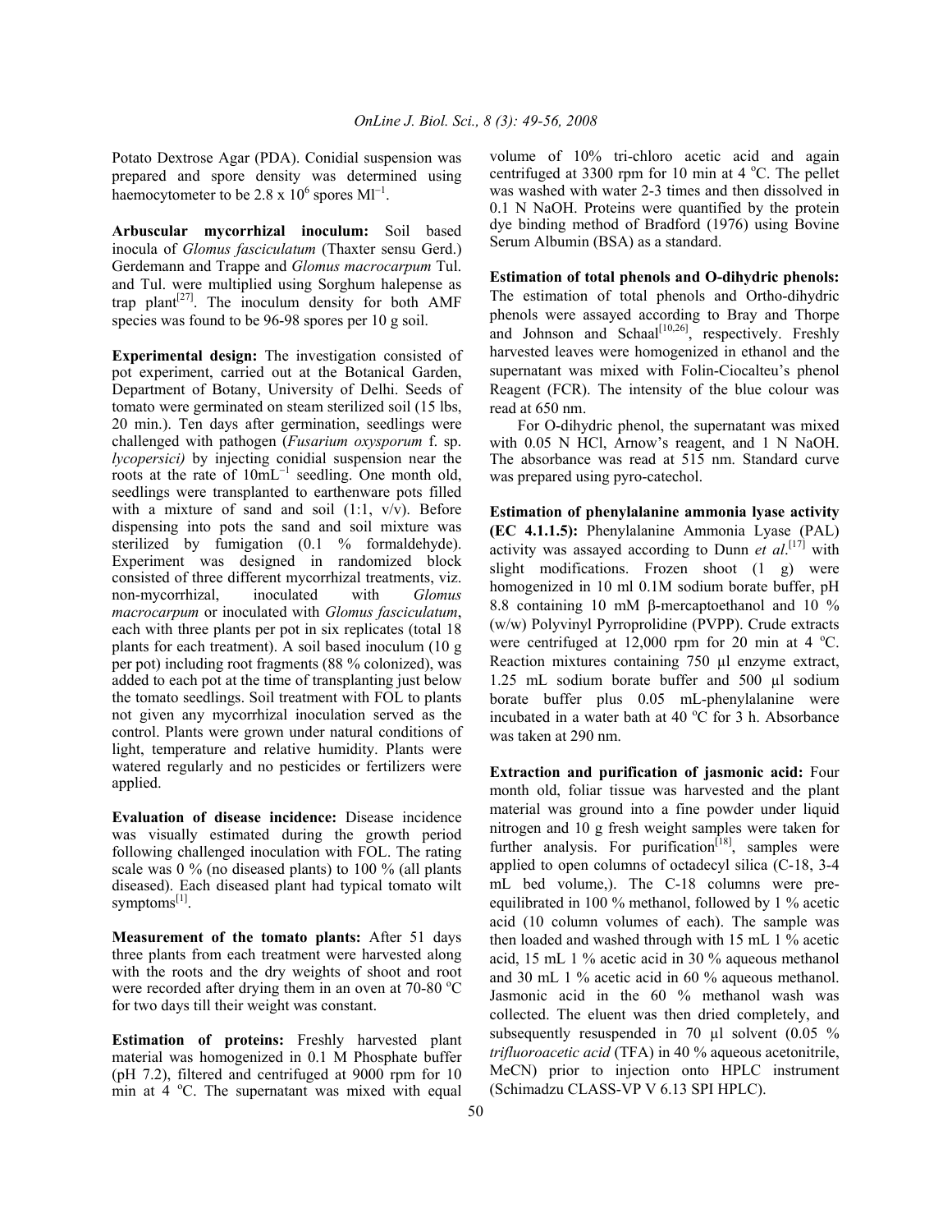Potato Dextrose Agar (PDA). Conidial suspension was prepared and spore density was determined using haemocytometer to be 2.8 x $10^6$ spores $Ml^{-1}$.

**Arbuscular mycorrhizal inoculum:** Soil based inocula of *Glomus fasciculatum* (Thaxter sensu Gerd.) Gerdemann and Trappe and *Glomus macrocarpum* Tul. and Tul. were multiplied using Sorghum halepense as trap plant[27]. The inoculum density for both AMF species was found to be 96-98 spores per 10 g soil.

**Experimental design:** The investigation consisted of pot experiment, carried out at the Botanical Garden, Department of Botany, University of Delhi. Seeds of tomato were germinated on steam sterilized soil (15 lbs, 20 min.). Ten days after germination, seedlings were challenged with pathogen (*Fusarium oxysporum* f. sp. *lycopersici)* by injecting conidial suspension near the roots at the rate of $10mL^{-1}$ seedling. One month old, seedlings were transplanted to earthenware pots filled with a mixture of sand and soil (1:1, v/v). Before dispensing into pots the sand and soil mixture was sterilized by fumigation (0.1 % formaldehyde). Experiment was designed in randomized block consisted of three different mycorrhizal treatments, viz. non-mycorrhizal, inoculated with *Glomus macrocarpum* or inoculated with *Glomus fasciculatum*, each with three plants per pot in six replicates (total 18 plants for each treatment). A soil based inoculum (10 g per pot) including root fragments (88 % colonized), was added to each pot at the time of transplanting just below the tomato seedlings. Soil treatment with FOL to plants not given any mycorrhizal inoculation served as the control. Plants were grown under natural conditions of light, temperature and relative humidity. Plants were watered regularly and no pesticides or fertilizers were applied.

**Evaluation of disease incidence:** Disease incidence was visually estimated during the growth period following challenged inoculation with FOL. The rating scale was 0 % (no diseased plants) to 100 % (all plants diseased). Each diseased plant had typical tomato wilt symptoms[1].

**Measurement of the tomato plants:** After 51 days three plants from each treatment were harvested along with the roots and the dry weights of shoot and root were recorded after drying them in an oven at 70-80 °C for two days till their weight was constant.

**Estimation of proteins:** Freshly harvested plant material was homogenized in 0.1 M Phosphate buffer (pH 7.2), filtered and centrifuged at 9000 rpm for 10 min at 4 °C. The supernatant was mixed with equal volume of 10% tri-chloro acetic acid and again centrifuged at 3300 rpm for 10 min at 4 °C. The pellet was washed with water 2-3 times and then dissolved in 0.1 N NaOH. Proteins were quantified by the protein dye binding method of Bradford (1976) using Bovine Serum Albumin (BSA) as a standard.

**Estimation of total phenols and O-dihydric phenols:** The estimation of total phenols and Ortho-dihydric phenols were assayed according to Bray and Thorpe and Johnson and Schaal[10,26], respectively. Freshly harvested leaves were homogenized in ethanol and the supernatant was mixed with Folin-Ciocalteu's phenol Reagent (FCR). The intensity of the blue colour was read at 650 nm.

For O-dihydric phenol, the supernatant was mixed with 0.05 N HCl, Arnow's reagent, and 1 N NaOH. The absorbance was read at 515 nm. Standard curve was prepared using pyro-catechol.

**Estimation of phenylalanine ammonia lyase activity (EC 4.1.1.5):** Phenylalanine Ammonia Lyase (PAL) activity was assayed according to Dunn *et al*.[17] with slight modifications. Frozen shoot (1 g) were homogenized in 10 ml 0.1M sodium borate buffer, pH 8.8 containing 10 mM β-mercaptoethanol and 10 % (w/w) Polyvinyl Pyrroprolidine (PVPP). Crude extracts were centrifuged at 12,000 rpm for 20 min at 4 °C. Reaction mixtures containing 750 µl enzyme extract, 1.25 mL sodium borate buffer and 500 µl sodium borate buffer plus 0.05 mL-phenylalanine were incubated in a water bath at 40 °C for 3 h. Absorbance was taken at 290 nm.

**Extraction and purification of jasmonic acid:** Four month old, foliar tissue was harvested and the plant material was ground into a fine powder under liquid nitrogen and 10 g fresh weight samples were taken for further analysis. For purification[18], samples were applied to open columns of octadecyl silica (C-18, 3-4 mL bed volume,). The C-18 columns were pre-equilibrated in 100 % methanol, followed by 1 % acetic acid (10 column volumes of each). The sample was then loaded and washed through with 15 mL 1 % acetic acid, 15 mL 1 % acetic acid in 30 % aqueous methanol and 30 mL 1 % acetic acid in 60 % aqueous methanol. Jasmonic acid in the 60 % methanol wash was collected. The eluent was then dried completely, and subsequently resuspended in 70 µl solvent (0.05 % *trifluoroacetic acid* (TFA) in 40 % aqueous acetonitrile, MeCN) prior to injection onto HPLC instrument (Schimadzu CLASS-VP V 6.13 SPI HPLC).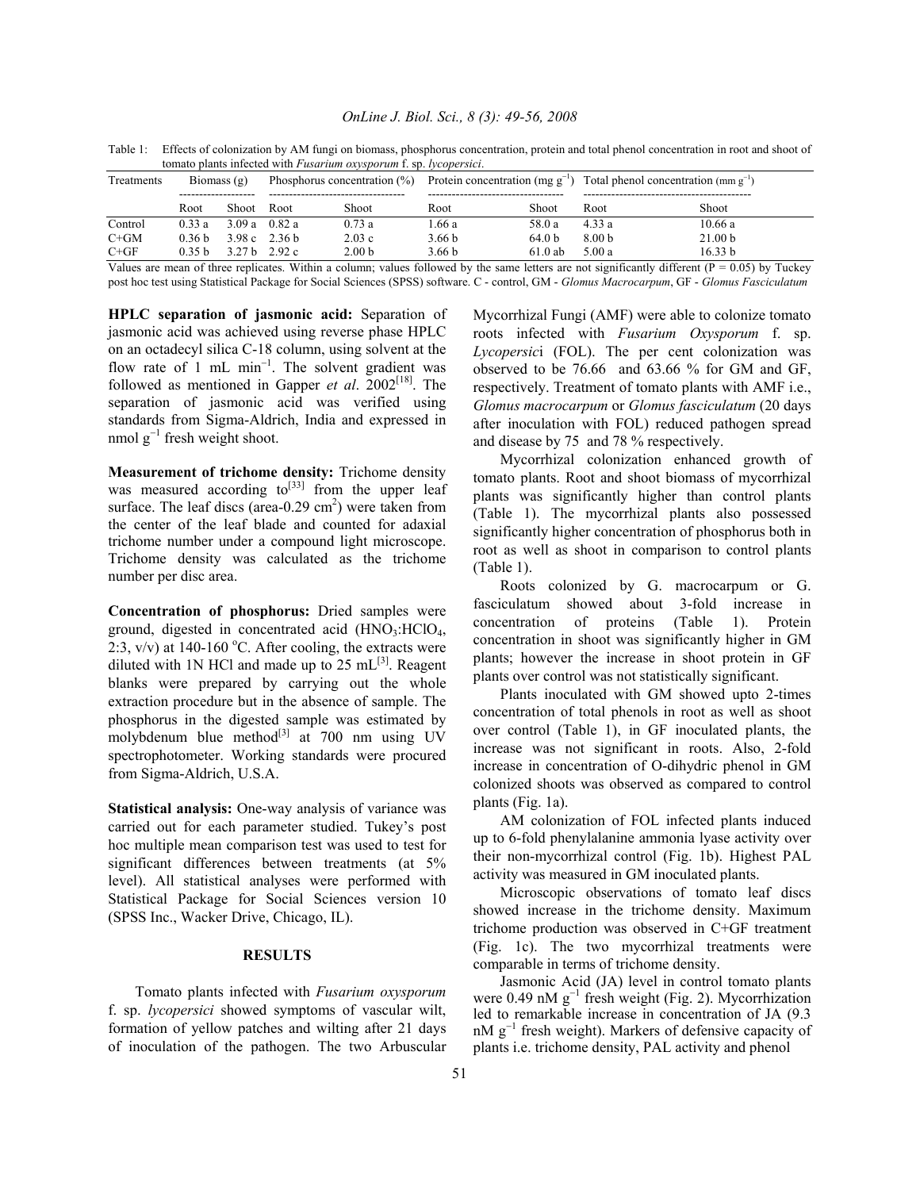Table 1: Effects of colonization by AM fungi on biomass, phosphorus concentration, protein and total phenol concentration in root and shoot of tomato plants infected with *Fusarium oxysporum* f. sp. *lycopersici*.

| Treatments | Biomass (g) | | Phosphorus concentration (%) | | Protein concentration (mg $g^{-1}$) | | Total phenol concentration (mm $g^{-1}$) | |
|---|---|---|---|---|---|---|---|---|
| | Root | Shoot | Root | Shoot | Root | Shoot | Root | Shoot |
| Control | 0.33 a | 3.09 a | 0.82 a | 0.73 a | 1.66 a | 58.0 a | 4.33 a | 10.66 a |
| C+GM | 0.36 b | 3.98 c | 2.36 b | 2.03 c | 3.66 b | 64.0 b | 8.00 b | 21.00 b |
| C+GF | 0.35 b | 3.27 b | 2.92 c | 2.00 b | 3.66 b | 61.0 ab | 5.00 a | 16.33 b |

Values are mean of three replicates. Within a column; values followed by the same letters are not significantly different (P = 0.05) by Tuckey post hoc test using Statistical Package for Social Sciences (SPSS) software. C - control, GM - *Glomus Macrocarpum*, GF - *Glomus Fasciculatum*

**HPLC separation of jasmonic acid:** Separation of jasmonic acid was achieved using reverse phase HPLC on an octadecyl silica C-18 column, using solvent at the flow rate of 1 mL $min^{-1}$. The solvent gradient was followed as mentioned in Gapper *et al*. 2002[18]. The separation of jasmonic acid was verified using standards from Sigma-Aldrich, India and expressed in nmol $g^{-1}$ fresh weight shoot.

**Measurement of trichome density:** Trichome density was measured according to[33] from the upper leaf surface. The leaf discs (area-0.29 $cm^2$) were taken from the center of the leaf blade and counted for adaxial trichome number under a compound light microscope. Trichome density was calculated as the trichome number per disc area.

**Concentration of phosphorus:** Dried samples were ground, digested in concentrated acid ($HNO_3$:$HClO_4$, 2:3, v/v) at 140-160 °C. After cooling, the extracts were diluted with 1N HCl and made up to 25 mL[3]. Reagent blanks were prepared by carrying out the whole extraction procedure but in the absence of sample. The phosphorus in the digested sample was estimated by molybdenum blue method[3] at 700 nm using UV spectrophotometer. Working standards were procured from Sigma-Aldrich, U.S.A.

**Statistical analysis:** One-way analysis of variance was carried out for each parameter studied. Tukey's post hoc multiple mean comparison test was used to test for significant differences between treatments (at 5% level). All statistical analyses were performed with Statistical Package for Social Sciences version 10 (SPSS Inc., Wacker Drive, Chicago, IL).

## RESULTS

Tomato plants infected with *Fusarium oxysporum* f. sp. *lycopersici* showed symptoms of vascular wilt, formation of yellow patches and wilting after 21 days of inoculation of the pathogen. The two Arbuscular Mycorrhizal Fungi (AMF) were able to colonize tomato roots infected with *Fusarium Oxysporum* f. sp. *Lycopersic*i (FOL). The per cent colonization was observed to be 76.66 and 63.66 % for GM and GF, respectively. Treatment of tomato plants with AMF i.e., *Glomus macrocarpum* or *Glomus fasciculatum* (20 days after inoculation with FOL) reduced pathogen spread and disease by 75 and 78 % respectively.

Mycorrhizal colonization enhanced growth of tomato plants. Root and shoot biomass of mycorrhizal plants was significantly higher than control plants (Table 1). The mycorrhizal plants also possessed significantly higher concentration of phosphorus both in root as well as shoot in comparison to control plants (Table 1).

Roots colonized by G. macrocarpum or G. fasciculatum showed about 3-fold increase in concentration of proteins (Table 1). Protein concentration in shoot was significantly higher in GM plants; however the increase in shoot protein in GF plants over control was not statistically significant.

Plants inoculated with GM showed upto 2-times concentration of total phenols in root as well as shoot over control (Table 1), in GF inoculated plants, the increase was not significant in roots. Also, 2-fold increase in concentration of O-dihydric phenol in GM colonized shoots was observed as compared to control plants (Fig. 1a).

AM colonization of FOL infected plants induced up to 6-fold phenylalanine ammonia lyase activity over their non-mycorrhizal control (Fig. 1b). Highest PAL activity was measured in GM inoculated plants.

Microscopic observations of tomato leaf discs showed increase in the trichome density. Maximum trichome production was observed in C+GF treatment (Fig. 1c). The two mycorrhizal treatments were comparable in terms of trichome density.

Jasmonic Acid (JA) level in control tomato plants were 0.49 nM $g^{-1}$ fresh weight (Fig. 2). Mycorrhization led to remarkable increase in concentration of JA (9.3 nM $g^{-1}$ fresh weight). Markers of defensive capacity of plants i.e. trichome density, PAL activity and phenol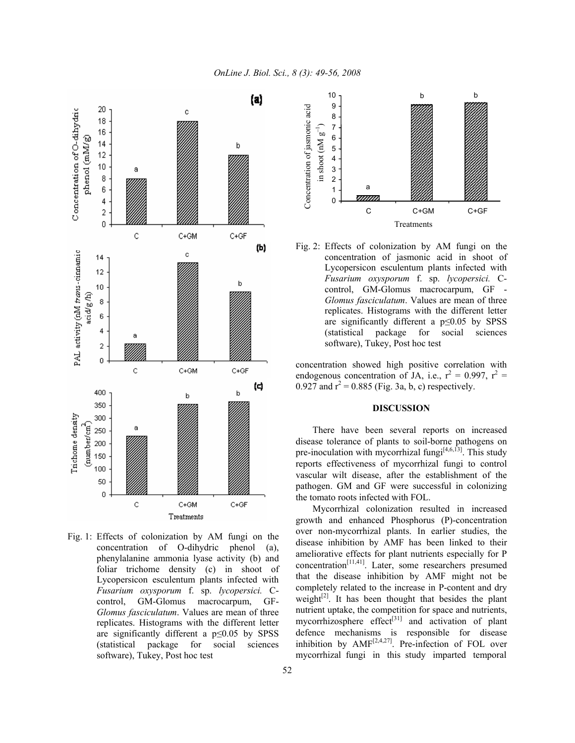Fig. 1: Effects of colonization by AM fungi on the concentration of O-dihydric phenol (a), phenylalanine ammonia lyase activity (b) and foliar trichome density (c) in shoot of Lycopersicon esculentum plants infected with *Fusarium oxysporum* f. sp. *lycopersici.* C-control, GM-Glomus macrocarpum, GF-*Glomus fasciculatum*. Values are mean of three replicates. Histograms with the different letter are significantly different a $p \leq 0.05$ by SPSS (statistical package for social sciences software), Tukey, Post hoc test

Fig. 2: Effects of colonization by AM fungi on the concentration of jasmonic acid in shoot of Lycopersicon esculentum plants infected with *Fusarium oxysporum* f. sp. *lycopersici.* C-control, GM-Glomus macrocarpum, GF - *Glomus fasciculatum*. Values are mean of three replicates. Histograms with the different letter are significantly different a $p \leq 0.05$ by SPSS (statistical package for social sciences software), Tukey, Post hoc test

concentration showed high positive correlation with endogenous concentration of JA, i.e., $r^2 = 0.997$, $r^2 = 0.927$ and $r^2 = 0.885$ (Fig. 3a, b, c) respectively.

## DISCUSSION

There have been several reports on increased disease tolerance of plants to soil-borne pathogens on pre-inoculation with mycorrhizal fungi[4,6,13]. This study reports effectiveness of mycorrhizal fungi to control vascular wilt disease, after the establishment of the pathogen. GM and GF were successful in colonizing the tomato roots infected with FOL.

Mycorrhizal colonization resulted in increased growth and enhanced Phosphorus (P)-concentration over non-mycorrhizal plants. In earlier studies, the disease inhibition by AMF has been linked to their ameliorative effects for plant nutrients especially for P concentration[11,41]. Later, some researchers presumed that the disease inhibition by AMF might not be completely related to the increase in P-content and dry weight[2]. It has been thought that besides the plant nutrient uptake, the competition for space and nutrients, mycorrhizosphere effect[31] and activation of plant defence mechanisms is responsible for disease inhibition by AMF[2,4,27]. Pre-infection of FOL over mycorrhizal fungi in this study imparted temporal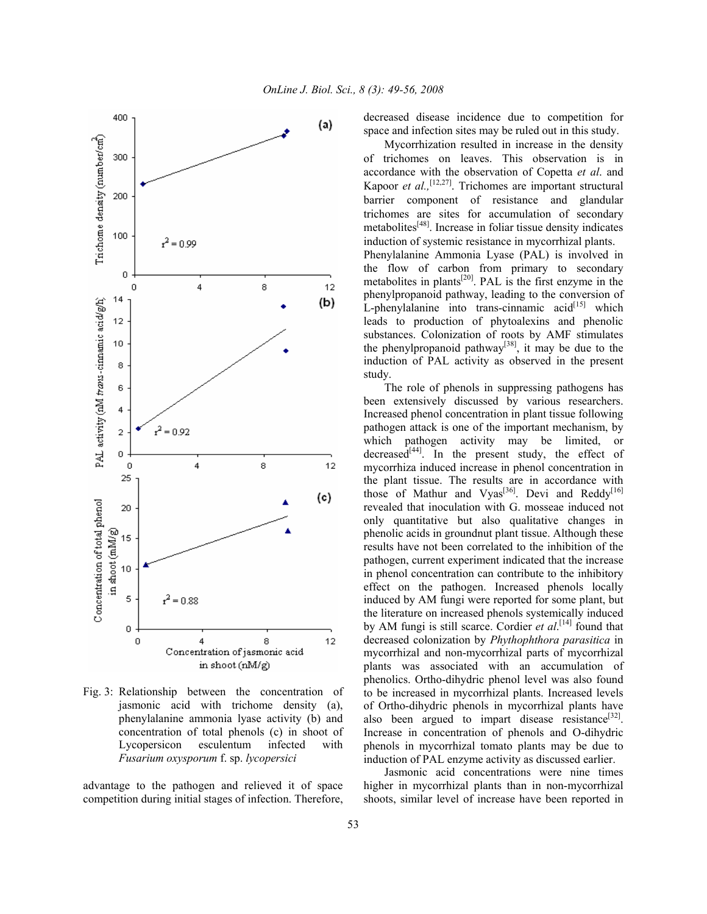Fig. 3: Relationship between the concentration of jasmonic acid with trichome density (a), phenylalanine ammonia lyase activity (b) and concentration of total phenols (c) in shoot of Lycopersicon esculentum infected with *Fusarium oxysporum* f. sp. *lycopersici*

advantage to the pathogen and relieved it of space competition during initial stages of infection. Therefore, decreased disease incidence due to competition for space and infection sites may be ruled out in this study.

Mycorrhization resulted in increase in the density of trichomes on leaves. This observation is in accordance with the observation of Copetta *et al*. and Kapoor *et al.*,[12,27]. Trichomes are important structural barrier component of resistance and glandular trichomes are sites for accumulation of secondary metabolites[48]. Increase in foliar tissue density indicates induction of systemic resistance in mycorrhizal plants. Phenylalanine Ammonia Lyase (PAL) is involved in the flow of carbon from primary to secondary metabolites in plants[20]. PAL is the first enzyme in the phenylpropanoid pathway, leading to the conversion of L-phenylalanine into trans-cinnamic acid[15] which leads to production of phytoalexins and phenolic substances. Colonization of roots by AMF stimulates the phenylpropanoid pathway[38], it may be due to the induction of PAL activity as observed in the present study.

The role of phenols in suppressing pathogens has been extensively discussed by various researchers. Increased phenol concentration in plant tissue following pathogen attack is one of the important mechanism, by which pathogen activity may be limited, or decreased[44]. In the present study, the effect of mycorrhiza induced increase in phenol concentration in the plant tissue. The results are in accordance with those of Mathur and Vyas[36]. Devi and Reddy[16] revealed that inoculation with G. mosseae induced not only quantitative but also qualitative changes in phenolic acids in groundnut plant tissue. Although these results have not been correlated to the inhibition of the pathogen, current experiment indicated that the increase in phenol concentration can contribute to the inhibitory effect on the pathogen. Increased phenols locally induced by AM fungi were reported for some plant, but the literature on increased phenols systemically induced by AM fungi is still scarce. Cordier *et al*.[14] found that decreased colonization by *Phythophthora parasitica* in mycorrhizal and non-mycorrhizal parts of mycorrhizal plants was associated with an accumulation of phenolics. Ortho-dihydric phenol level was also found to be increased in mycorrhizal plants. Increased levels of Ortho-dihydric phenols in mycorrhizal plants have also been argued to impart disease resistance[32]. Increase in concentration of phenols and O-dihydric phenols in mycorrhizal tomato plants may be due to induction of PAL enzyme activity as discussed earlier.

Jasmonic acid concentrations were nine times higher in mycorrhizal plants than in non-mycorrhizal shoots, similar level of increase have been reported in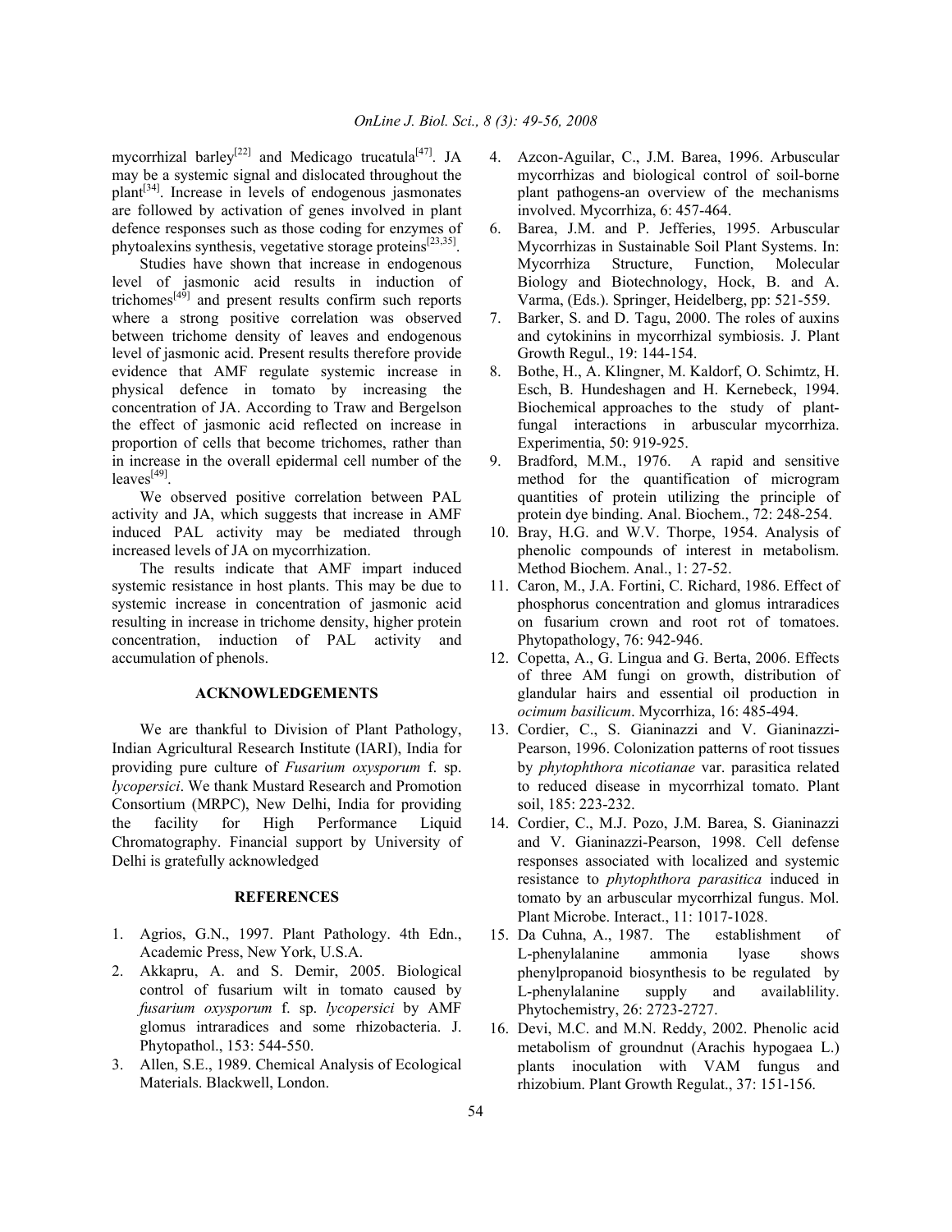mycorrhizal barley[22] and Medicago trucatula[47]. JA may be a systemic signal and dislocated throughout the plant[34]. Increase in levels of endogenous jasmonates are followed by activation of genes involved in plant defence responses such as those coding for enzymes of phytoalexins synthesis, vegetative storage proteins[23,35].

Studies have shown that increase in endogenous level of jasmonic acid results in induction of trichomes[49] and present results confirm such reports where a strong positive correlation was observed between trichome density of leaves and endogenous level of jasmonic acid. Present results therefore provide evidence that AMF regulate systemic increase in physical defence in tomato by increasing the concentration of JA. According to Traw and Bergelson the effect of jasmonic acid reflected on increase in proportion of cells that become trichomes, rather than in increase in the overall epidermal cell number of the leaves[49].

We observed positive correlation between PAL activity and JA, which suggests that increase in AMF induced PAL activity may be mediated through increased levels of JA on mycorrhization.

The results indicate that AMF impart induced systemic resistance in host plants. This may be due to systemic increase in concentration of jasmonic acid resulting in increase in trichome density, higher protein concentration, induction of PAL activity and accumulation of phenols.

## ACKNOWLEDGEMENTS

We are thankful to Division of Plant Pathology, Indian Agricultural Research Institute (IARI), India for providing pure culture of *Fusarium oxysporum* f. sp. *lycopersici*. We thank Mustard Research and Promotion Consortium (MRPC), New Delhi, India for providing the facility for High Performance Liquid Chromatography. Financial support by University of Delhi is gratefully acknowledged

## REFERENCES

1. Agrios, G.N., 1997. Plant Pathology. 4th Edn., Academic Press, New York, U.S.A.
2. Akkapru, A. and S. Demir, 2005. Biological control of fusarium wilt in tomato caused by *fusarium oxysporum* f. sp. *lycopersici* by AMF glomus intraradices and some rhizobacteria. J. Phytopathol., 153: 544-550.
3. Allen, S.E., 1989. Chemical Analysis of Ecological Materials. Blackwell, London.
4. Azcon-Aguilar, C., J.M. Barea, 1996. Arbuscular mycorrhizas and biological control of soil-borne plant pathogens-an overview of the mechanisms involved. Mycorrhiza, 6: 457-464.
6. Barea, J.M. and P. Jefferies, 1995. Arbuscular Mycorrhizas in Sustainable Soil Plant Systems. In: Mycorrhiza Structure, Function, Molecular Biology and Biotechnology, Hock, B. and A. Varma, (Eds.). Springer, Heidelberg, pp: 521-559.
7. Barker, S. and D. Tagu, 2000. The roles of auxins and cytokinins in mycorrhizal symbiosis. J. Plant Growth Regul., 19: 144-154.
8. Bothe, H., A. Klingner, M. Kaldorf, O. Schimtz, H. Esch, B. Hundeshagen and H. Kernebeck, 1994. Biochemical approaches to the study of plant-fungal interactions in arbuscular mycorrhiza. Experimentia, 50: 919-925.
9. Bradford, M.M., 1976. A rapid and sensitive method for the quantification of microgram quantities of protein utilizing the principle of protein dye binding. Anal. Biochem., 72: 248-254.
10. Bray, H.G. and W.V. Thorpe, 1954. Analysis of phenolic compounds of interest in metabolism. Method Biochem. Anal., 1: 27-52.
11. Caron, M., J.A. Fortini, C. Richard, 1986. Effect of phosphorus concentration and glomus intraradices on fusarium crown and root rot of tomatoes. Phytopathology, 76: 942-946.
12. Copetta, A., G. Lingua and G. Berta, 2006. Effects of three AM fungi on growth, distribution of glandular hairs and essential oil production in *ocimum basilicum*. Mycorrhiza, 16: 485-494.
13. Cordier, C., S. Gianinazzi and V. Gianinazzi-Pearson, 1996. Colonization patterns of root tissues by *phytophthora nicotianae* var. parasitica related to reduced disease in mycorrhizal tomato. Plant soil, 185: 223-232.
14. Cordier, C., M.J. Pozo, J.M. Barea, S. Gianinazzi and V. Gianinazzi-Pearson, 1998. Cell defense responses associated with localized and systemic resistance to *phytophthora parasitica* induced in tomato by an arbuscular mycorrhizal fungus. Mol. Plant Microbe. Interact., 11: 1017-1028.
15. Da Cuhna, A., 1987. The establishment of L-phenylalanine ammonia lyase shows phenylpropanoid biosynthesis to be regulated by L-phenylalanine supply and availablility. Phytochemistry, 26: 2723-2727.
16. Devi, M.C. and M.N. Reddy, 2002. Phenolic acid metabolism of groundnut (Arachis hypogaea L.) plants inoculation with VAM fungus and rhizobium. Plant Growth Regulat., 37: 151-156.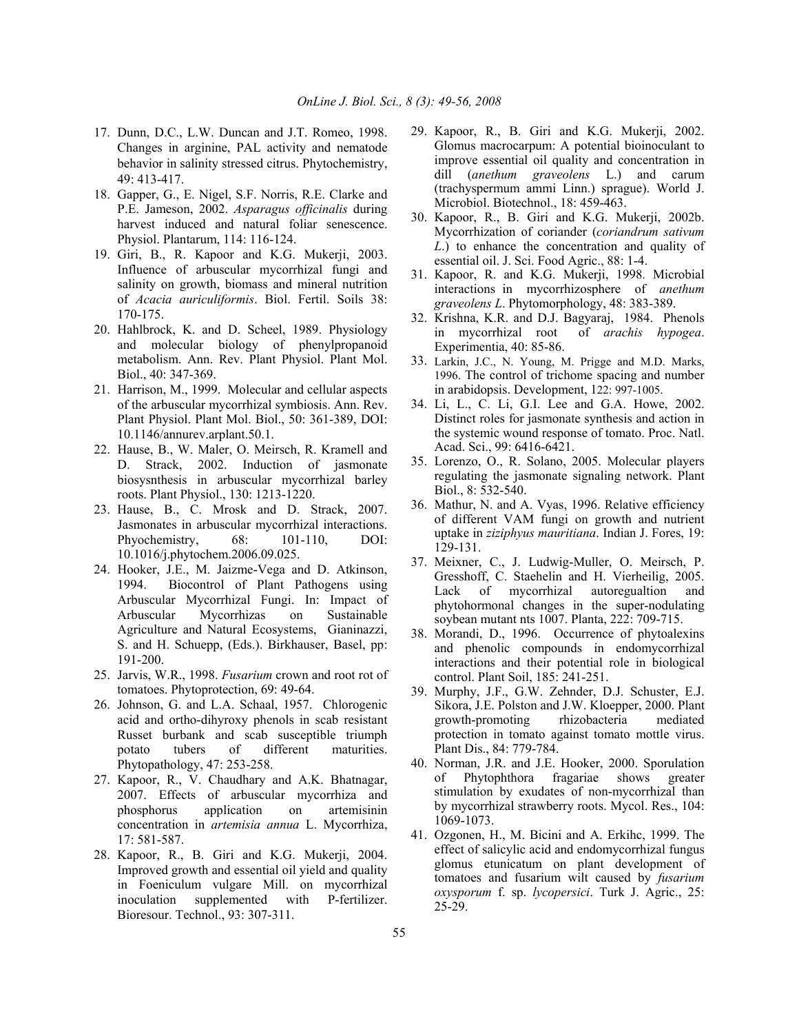17. Dunn, D.C., L.W. Duncan and J.T. Romeo, 1998. Changes in arginine, PAL activity and nematode behavior in salinity stressed citrus. Phytochemistry, 49: 413-417.
18. Gapper, G., E. Nigel, S.F. Norris, R.E. Clarke and P.E. Jameson, 2002. *Asparagus officinalis* during harvest induced and natural foliar senescence. Physiol. Plantarum, 114: 116-124.
19. Giri, B., R. Kapoor and K.G. Mukerji, 2003. Influence of arbuscular mycorrhizal fungi and salinity on growth, biomass and mineral nutrition of *Acacia auriculiformis*. Biol. Fertil. Soils 38: 170-175.
20. Hahlbrock, K. and D. Scheel, 1989. Physiology and molecular biology of phenylpropanoid metabolism. Ann. Rev. Plant Physiol. Plant Mol. Biol., 40: 347-369.
21. Harrison, M., 1999. Molecular and cellular aspects of the arbuscular mycorrhizal symbiosis. Ann. Rev. Plant Physiol. Plant Mol. Biol., 50: 361-389, DOI: 10.1146/annurev.arplant.50.1.
22. Hause, B., W. Maler, O. Meirsch, R. Kramell and D. Strack, 2002. Induction of jasmonate biosysnthesis in arbuscular mycorrhizal barley roots. Plant Physiol., 130: 1213-1220.
23. Hause, B., C. Mrosk and D. Strack, 2007. Jasmonates in arbuscular mycorrhizal interactions. Phyochemistry, 68: 101-110, DOI: 10.1016/j.phytochem.2006.09.025.
24. Hooker, J.E., M. Jaizme-Vega and D. Atkinson, 1994. Biocontrol of Plant Pathogens using Arbuscular Mycorrhizal Fungi. In: Impact of Arbuscular Mycorrhizas on Sustainable Agriculture and Natural Ecosystems, Gianinazzi, S. and H. Schuepp, (Eds.). Birkhauser, Basel, pp: 191-200.
25. Jarvis, W.R., 1998. *Fusarium* crown and root rot of tomatoes. Phytoprotection, 69: 49-64.
26. Johnson, G. and L.A. Schaal, 1957. Chlorogenic acid and ortho-dihyroxy phenols in scab resistant Russet burbank and scab susceptible triumph potato tubers of different maturities. Phytopathology, 47: 253-258.
27. Kapoor, R., V. Chaudhary and A.K. Bhatnagar, 2007. Effects of arbuscular mycorrhiza and phosphorus application on artemisinin concentration in *artemisia annua* L. Mycorrhiza, 17: 581-587.
28. Kapoor, R., B. Giri and K.G. Mukerji, 2004. Improved growth and essential oil yield and quality in Foeniculum vulgare Mill. on mycorrhizal inoculation supplemented with P-fertilizer. Bioresour. Technol., 93: 307-311.
29. Kapoor, R., B. Giri and K.G. Mukerji, 2002. Glomus macrocarpum: A potential bioinoculant to improve essential oil quality and concentration in dill (*anethum graveolens* L.) and carum (trachyspermum ammi Linn.) sprague). World J. Microbiol. Biotechnol., 18: 459-463.
30. Kapoor, R., B. Giri and K.G. Mukerji, 2002b. Mycorrhization of coriander (*coriandrum sativum L*.) to enhance the concentration and quality of essential oil. J. Sci. Food Agric., 88: 1-4.
31. Kapoor, R. and K.G. Mukerji, 1998. Microbial interactions in mycorrhizosphere of *anethum graveolens L*. Phytomorphology, 48: 383-389.
32. Krishna, K.R. and D.J. Bagyaraj, 1984. Phenols in mycorrhizal root of *arachis hypogea*. Experimentia, 40: 85-86.
33. Larkin, J.C., N. Young, M. Prigge and M.D. Marks, 1996. The control of trichome spacing and number in arabidopsis. Development, 122: 997-1005.
34. Li, L., C. Li, G.I. Lee and G.A. Howe, 2002. Distinct roles for jasmonate synthesis and action in the systemic wound response of tomato. Proc. Natl. Acad. Sci., 99: 6416-6421.
35. Lorenzo, O., R. Solano, 2005. Molecular players regulating the jasmonate signaling network. Plant Biol., 8: 532-540.
36. Mathur, N. and A. Vyas, 1996. Relative efficiency of different VAM fungi on growth and nutrient uptake in *ziziphyus mauritiana*. Indian J. Fores, 19: 129-131.
37. Meixner, C., J. Ludwig-Muller, O. Meirsch, P. Gresshoff, C. Staehelin and H. Vierheilig, 2005. Lack of mycorrhizal autoregualtion and phytohormonal changes in the super-nodulating soybean mutant nts 1007. Planta, 222: 709-715.
38. Morandi, D., 1996. Occurrence of phytoalexins and phenolic compounds in endomycorrhizal interactions and their potential role in biological control. Plant Soil, 185: 241-251.
39. Murphy, J.F., G.W. Zehnder, D.J. Schuster, E.J. Sikora, J.E. Polston and J.W. Kloepper, 2000. Plant growth-promoting rhizobacteria mediated protection in tomato against tomato mottle virus. Plant Dis., 84: 779-784.
40. Norman, J.R. and J.E. Hooker, 2000. Sporulation of Phytophthora fragariae shows greater stimulation by exudates of non-mycorrhizal than by mycorrhizal strawberry roots. Mycol. Res., 104: 1069-1073.
41. Ozgonen, H., M. Bicini and A. Erkihc, 1999. The effect of salicylic acid and endomycorrhizal fungus glomus etunicatum on plant development of tomatoes and fusarium wilt caused by *fusarium oxysporum* f. sp. *lycopersici*. Turk J. Agric., 25: 25-29.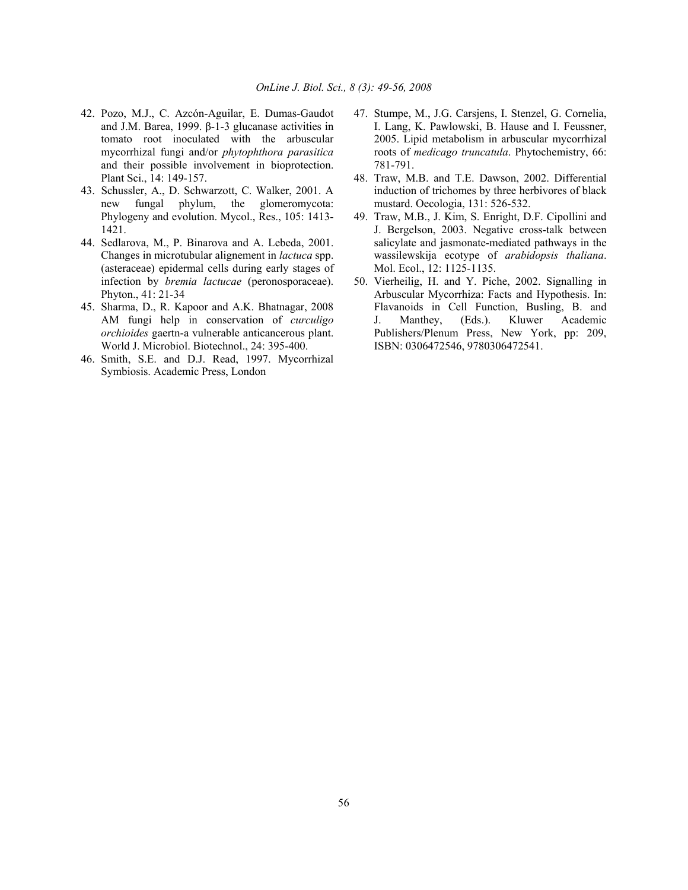42. Pozo, M.J., C. Azcón-Aguilar, E. Dumas-Gaudot and J.M. Barea, 1999. β-1-3 glucanase activities in tomato root inoculated with the arbuscular mycorrhizal fungi and/or *phytophthora parasitica* and their possible involvement in bioprotection. Plant Sci., 14: 149-157.
43. Schussler, A., D. Schwarzott, C. Walker, 2001. A new fungal phylum, the glomeromycota: Phylogeny and evolution. Mycol., Res., 105: 1413-1421.
44. Sedlarova, M., P. Binarova and A. Lebeda, 2001. Changes in microtubular alignement in *lactuca* spp. (asteraceae) epidermal cells during early stages of infection by *bremia lactucae* (peronosporaceae). Phyton., 41: 21-34
45. Sharma, D., R. Kapoor and A.K. Bhatnagar, 2008 AM fungi help in conservation of *curculigo orchioides* gaertn-a vulnerable anticancerous plant. World J. Microbiol. Biotechnol., 24: 395-400.
46. Smith, S.E. and D.J. Read, 1997. Mycorrhizal Symbiosis. Academic Press, London
47. Stumpe, M., J.G. Carsjens, I. Stenzel, G. Cornelia, I. Lang, K. Pawlowski, B. Hause and I. Feussner, 2005. Lipid metabolism in arbuscular mycorrhizal roots of *medicago truncatula*. Phytochemistry, 66: 781-791.
48. Traw, M.B. and T.E. Dawson, 2002. Differential induction of trichomes by three herbivores of black mustard. Oecologia, 131: 526-532.
49. Traw, M.B., J. Kim, S. Enright, D.F. Cipollini and J. Bergelson, 2003. Negative cross-talk between salicylate and jasmonate-mediated pathways in the wassilewskija ecotype of *arabidopsis thaliana*. Mol. Ecol., 12: 1125-1135.
50. Vierheilig, H. and Y. Piche, 2002. Signalling in Arbuscular Mycorrhiza: Facts and Hypothesis. In: Flavanoids in Cell Function, Busling, B. and J. Manthey, (Eds.). Kluwer Academic Publishers/Plenum Press, New York, pp: 209, ISBN: 0306472546, 9780306472541.